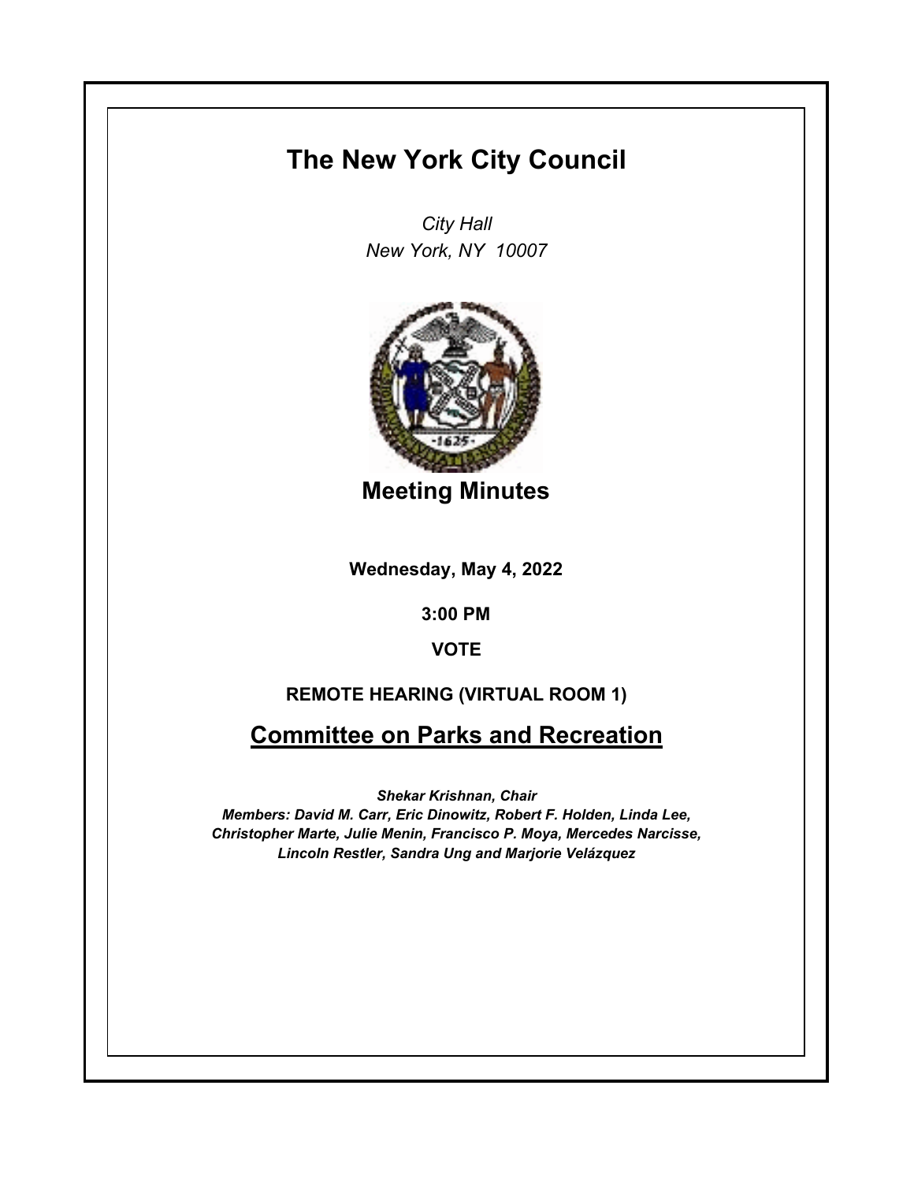# The New York City Council

*City Hall*
*New York, NY 10007*

## Meeting Minutes

**Wednesday, May 4, 2022**

**3:00 PM**

**VOTE**

**REMOTE HEARING (VIRTUAL ROOM 1)**

## Committee on Parks and Recreation

***Shekar Krishnan, Chair***
***Members: David M. Carr, Eric Dinowitz, Robert F. Holden, Linda Lee, Christopher Marte, Julie Menin, Francisco P. Moya, Mercedes Narcisse, Lincoln Restler, Sandra Ung and Marjorie Velázquez***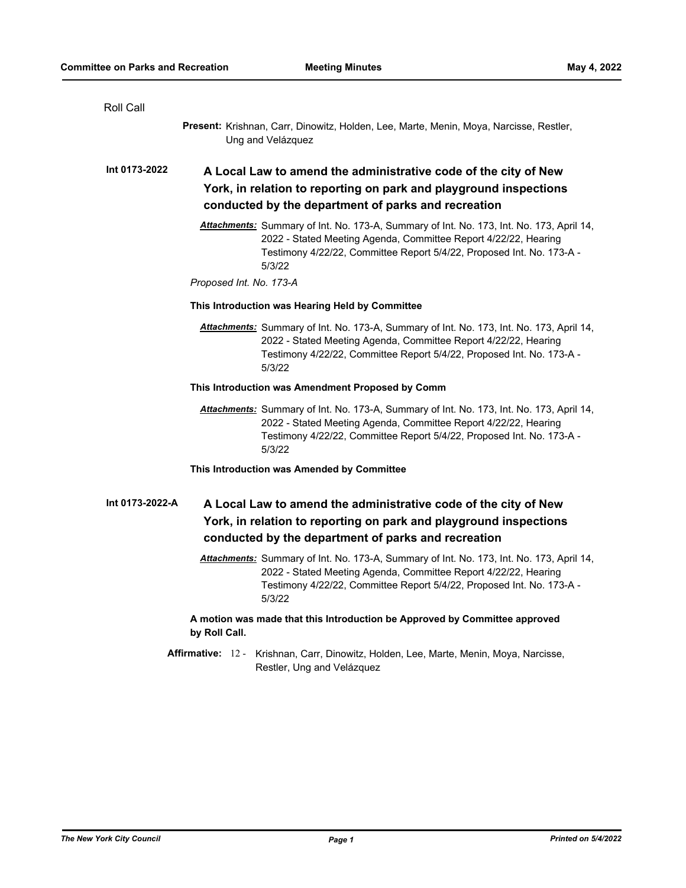Roll Call

**Present:** Krishnan, Carr, Dinowitz, Holden, Lee, Marte, Menin, Moya, Narcisse, Restler, Ung and Velázquez

**Int 0173-2022** **A Local Law to amend the administrative code of the city of New York, in relation to reporting on park and playground inspections conducted by the department of parks and recreation**

***Attachments:*** Summary of Int. No. 173-A, Summary of Int. No. 173, Int. No. 173, April 14, 2022 - Stated Meeting Agenda, Committee Report 4/22/22, Hearing Testimony 4/22/22, Committee Report 5/4/22, Proposed Int. No. 173-A - 5/3/22

*Proposed Int. No. 173-A*

**This Introduction was Hearing Held by Committee**

***Attachments:*** Summary of Int. No. 173-A, Summary of Int. No. 173, Int. No. 173, April 14, 2022 - Stated Meeting Agenda, Committee Report 4/22/22, Hearing Testimony 4/22/22, Committee Report 5/4/22, Proposed Int. No. 173-A - 5/3/22

**This Introduction was Amendment Proposed by Comm**

***Attachments:*** Summary of Int. No. 173-A, Summary of Int. No. 173, Int. No. 173, April 14, 2022 - Stated Meeting Agenda, Committee Report 4/22/22, Hearing Testimony 4/22/22, Committee Report 5/4/22, Proposed Int. No. 173-A - 5/3/22

**This Introduction was Amended by Committee**

**Int 0173-2022-A** **A Local Law to amend the administrative code of the city of New York, in relation to reporting on park and playground inspections conducted by the department of parks and recreation**

***Attachments:*** Summary of Int. No. 173-A, Summary of Int. No. 173, Int. No. 173, April 14, 2022 - Stated Meeting Agenda, Committee Report 4/22/22, Hearing Testimony 4/22/22, Committee Report 5/4/22, Proposed Int. No. 173-A - 5/3/22

**A motion was made that this Introduction be Approved by Committee approved by Roll Call.**

**Affirmative:** 12 - Krishnan, Carr, Dinowitz, Holden, Lee, Marte, Menin, Moya, Narcisse, Restler, Ung and Velázquez